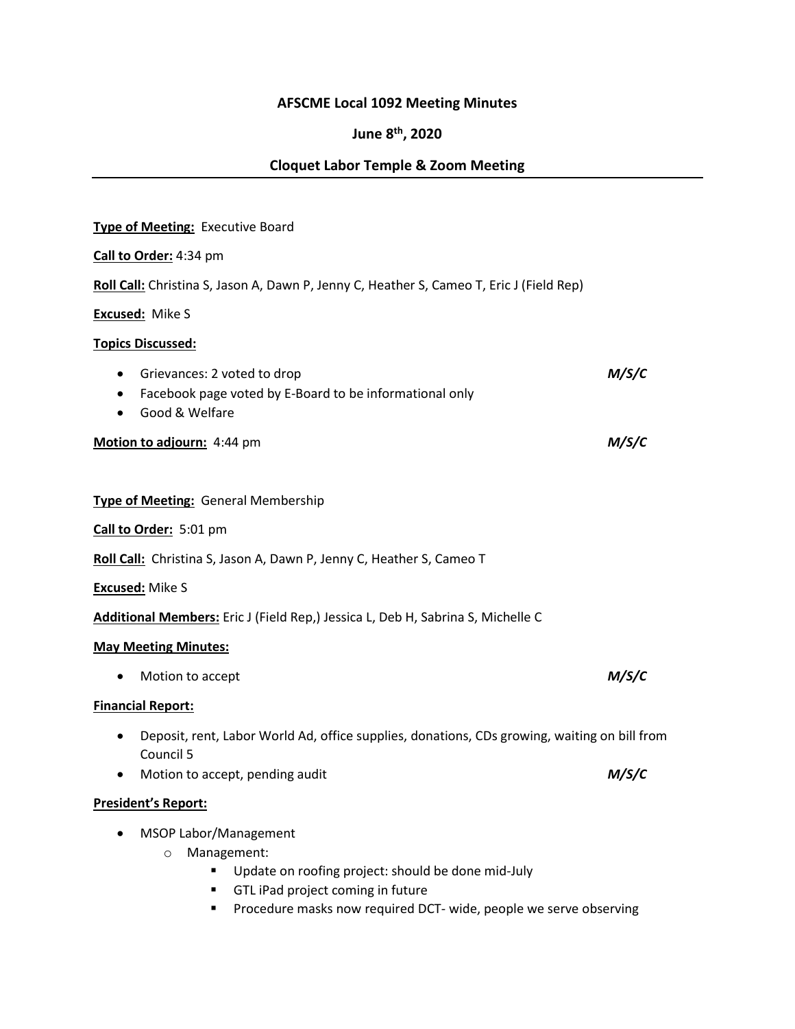**AFSCME Local 1092 Meeting Minutes**

**June 8th, 2020**

**Cloquet Labor Temple & Zoom Meeting**

---

**Type of Meeting:** Executive Board

**Call to Order:** 4:34 pm

**Roll Call:** Christina S, Jason A, Dawn P, Jenny C, Heather S, Cameo T, Eric J (Field Rep)

**Excused:** Mike S

**Topics Discussed:**

- Grievances: 2 voted to drop ***M/S/C***
- Facebook page voted by E-Board to be informational only
- Good & Welfare

**Motion to adjourn:** 4:44 pm ***M/S/C***

**Type of Meeting:** General Membership

**Call to Order:** 5:01 pm

**Roll Call:** Christina S, Jason A, Dawn P, Jenny C, Heather S, Cameo T

**Excused:** Mike S

**Additional Members:** Eric J (Field Rep,) Jessica L, Deb H, Sabrina S, Michelle C

**May Meeting Minutes:**

- Motion to accept ***M/S/C***

**Financial Report:**

- Deposit, rent, Labor World Ad, office supplies, donations, CDs growing, waiting on bill from Council 5
- Motion to accept, pending audit ***M/S/C***

**President's Report:**

- MSOP Labor/Management
  - Management:
    - Update on roofing project: should be done mid-July
    - GTL iPad project coming in future
    - Procedure masks now required DCT- wide, people we serve observing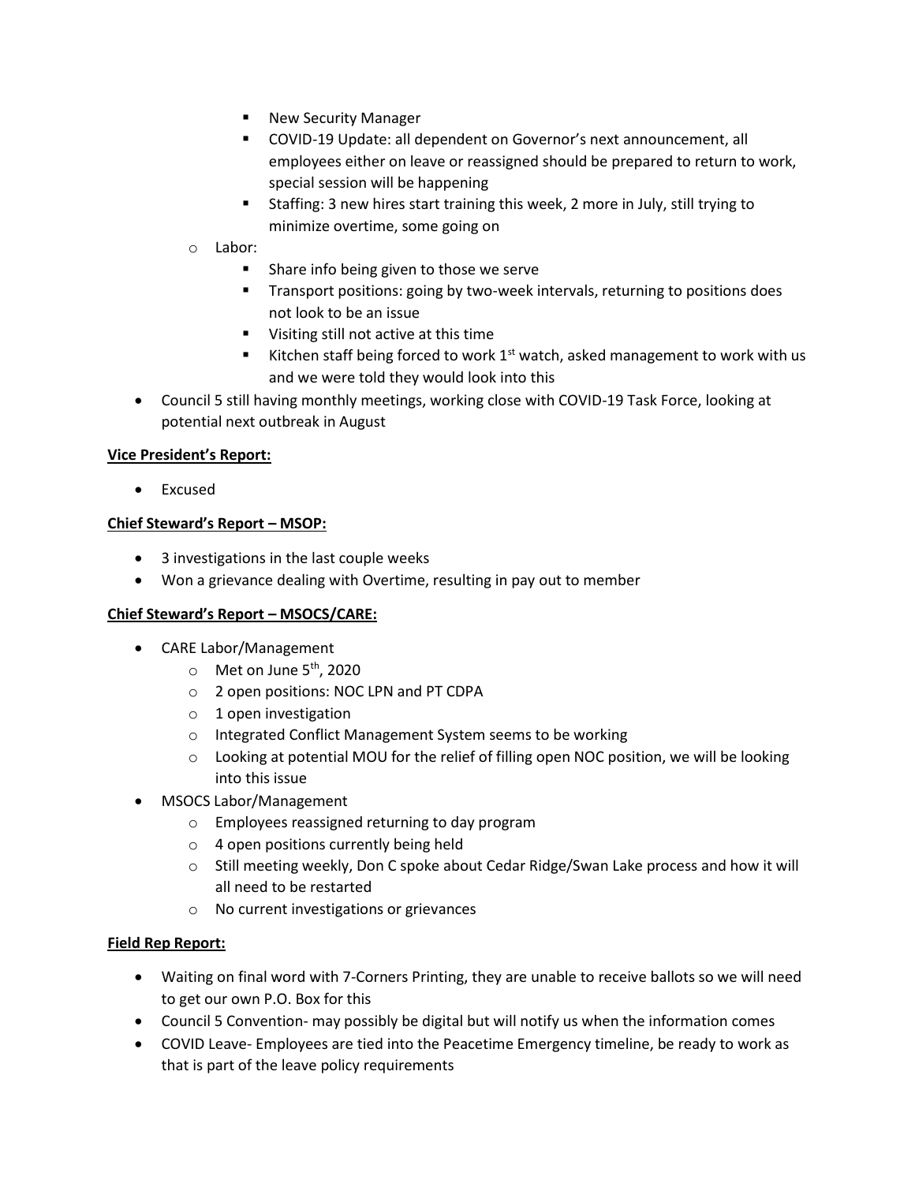- New Security Manager
    - COVID-19 Update: all dependent on Governor's next announcement, all employees either on leave or reassigned should be prepared to return to work, special session will be happening
    - Staffing: 3 new hires start training this week, 2 more in July, still trying to minimize overtime, some going on
  - Labor:
    - Share info being given to those we serve
    - Transport positions: going by two-week intervals, returning to positions does not look to be an issue
    - Visiting still not active at this time
    - Kitchen staff being forced to work 1st watch, asked management to work with us and we were told they would look into this
- Council 5 still having monthly meetings, working close with COVID-19 Task Force, looking at potential next outbreak in August

**Vice President's Report:**

- Excused

**Chief Steward's Report – MSOP:**

- 3 investigations in the last couple weeks
- Won a grievance dealing with Overtime, resulting in pay out to member

**Chief Steward's Report – MSOCS/CARE:**

- CARE Labor/Management
  - Met on June 5th, 2020
  - 2 open positions: NOC LPN and PT CDPA
  - 1 open investigation
  - Integrated Conflict Management System seems to be working
  - Looking at potential MOU for the relief of filling open NOC position, we will be looking into this issue
- MSOCS Labor/Management
  - Employees reassigned returning to day program
  - 4 open positions currently being held
  - Still meeting weekly, Don C spoke about Cedar Ridge/Swan Lake process and how it will all need to be restarted
  - No current investigations or grievances

**Field Rep Report:**

- Waiting on final word with 7-Corners Printing, they are unable to receive ballots so we will need to get our own P.O. Box for this
- Council 5 Convention- may possibly be digital but will notify us when the information comes
- COVID Leave- Employees are tied into the Peacetime Emergency timeline, be ready to work as that is part of the leave policy requirements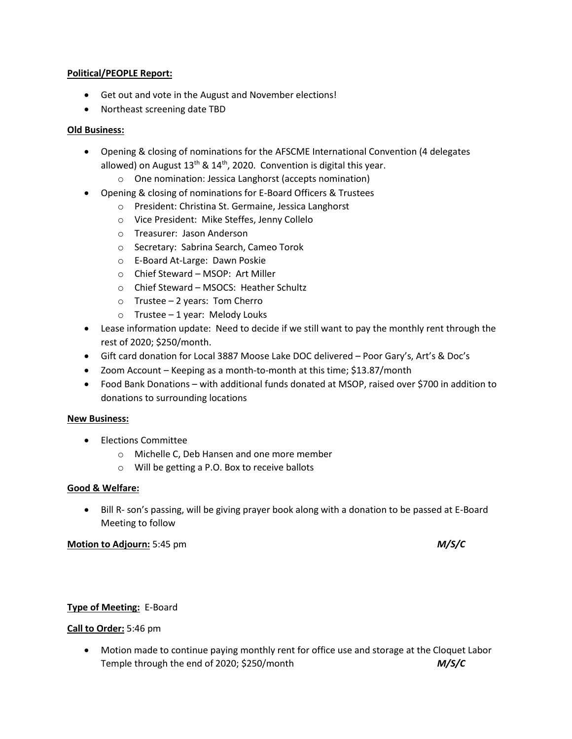**Political/PEOPLE Report:**

- Get out and vote in the August and November elections!
- Northeast screening date TBD

**Old Business:**

- Opening & closing of nominations for the AFSCME International Convention (4 delegates allowed) on August 13th & 14th, 2020. Convention is digital this year.
  - One nomination: Jessica Langhorst (accepts nomination)
- Opening & closing of nominations for E-Board Officers & Trustees
  - President: Christina St. Germaine, Jessica Langhorst
  - Vice President: Mike Steffes, Jenny Collelo
  - Treasurer: Jason Anderson
  - Secretary: Sabrina Search, Cameo Torok
  - E-Board At-Large: Dawn Poskie
  - Chief Steward – MSOP: Art Miller
  - Chief Steward – MSOCS: Heather Schultz
  - Trustee – 2 years: Tom Cherro
  - Trustee – 1 year: Melody Louks
- Lease information update: Need to decide if we still want to pay the monthly rent through the rest of 2020; $250/month.
- Gift card donation for Local 3887 Moose Lake DOC delivered – Poor Gary's, Art's & Doc's
- Zoom Account – Keeping as a month-to-month at this time; $13.87/month
- Food Bank Donations – with additional funds donated at MSOP, raised over $700 in addition to donations to surrounding locations

**New Business:**

- Elections Committee
  - Michelle C, Deb Hansen and one more member
  - Will be getting a P.O. Box to receive ballots

**Good & Welfare:**

- Bill R- son's passing, will be giving prayer book along with a donation to be passed at E-Board Meeting to follow

**Motion to Adjourn:** 5:45 pm ***M/S/C***

**Type of Meeting:** E-Board

**Call to Order:** 5:46 pm

- Motion made to continue paying monthly rent for office use and storage at the Cloquet Labor Temple through the end of 2020; $250/month ***M/S/C***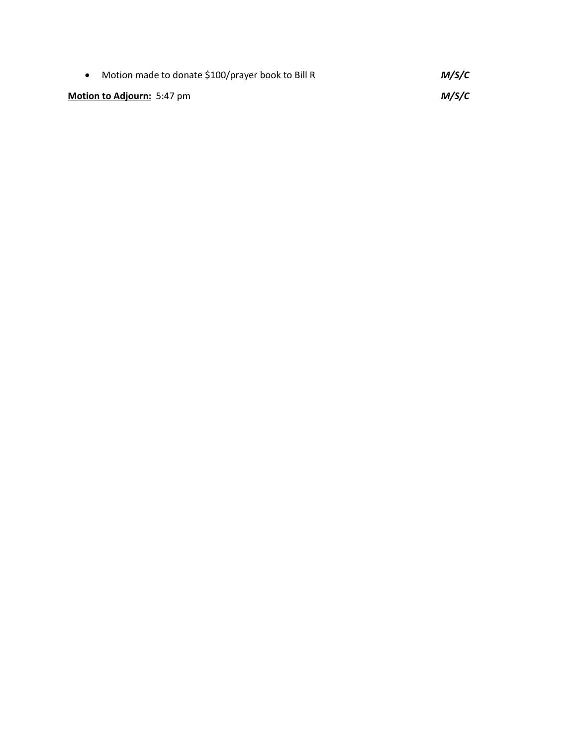- Motion made to donate $100/prayer book to Bill R ***M/S/C***

**Motion to Adjourn:** 5:47 pm ***M/S/C***